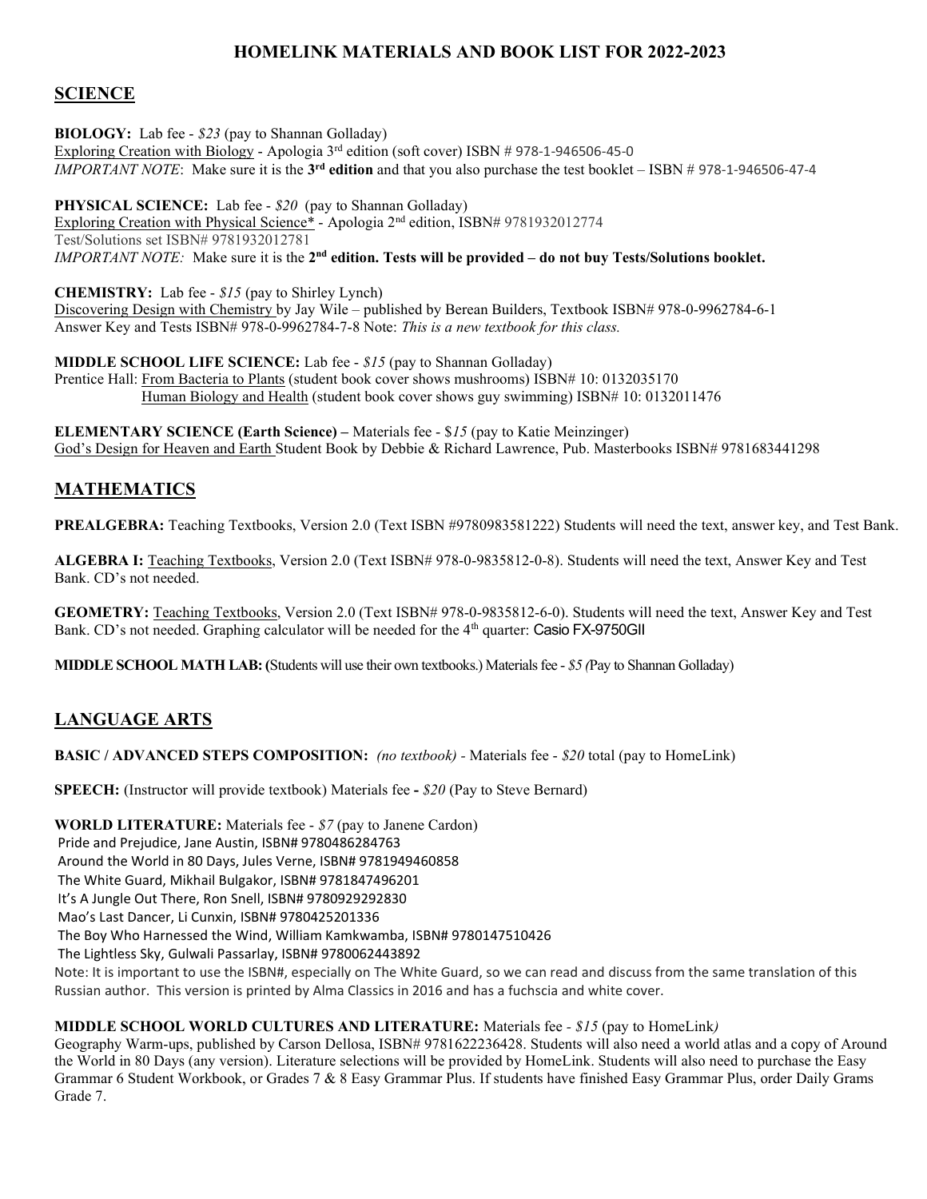# HOMELINK MATERIALS AND BOOK LIST FOR 2022-2023

## SCIENCE

**BIOLOGY:** Lab fee - *$23* (pay to Shannan Golladay)
Exploring Creation with Biology - Apologia 3rd edition (soft cover) ISBN # 978-1-946506-45-0
*IMPORTANT NOTE*: Make sure it is the **3rd edition** and that you also purchase the test booklet – ISBN # 978-1-946506-47-4

**PHYSICAL SCIENCE:** Lab fee - *$20* (pay to Shannan Golladay)
Exploring Creation with Physical Science* - Apologia 2nd edition, ISBN# 9781932012774
Test/Solutions set ISBN# 9781932012781
*IMPORTANT NOTE:* Make sure it is the **2nd edition. Tests will be provided – do not buy Tests/Solutions booklet.**

**CHEMISTRY:** Lab fee - *$15* (pay to Shirley Lynch)
Discovering Design with Chemistry by Jay Wile – published by Berean Builders, Textbook ISBN# 978-0-9962784-6-1
Answer Key and Tests ISBN# 978-0-9962784-7-8 Note: *This is a new textbook for this class.*

**MIDDLE SCHOOL LIFE SCIENCE:** Lab fee - *$15* (pay to Shannan Golladay)
Prentice Hall: From Bacteria to Plants (student book cover shows mushrooms) ISBN# 10: 0132035170
Human Biology and Health (student book cover shows guy swimming) ISBN# 10: 0132011476

**ELEMENTARY SCIENCE (Earth Science) –** Materials fee - $*15* (pay to Katie Meinzinger)
God's Design for Heaven and Earth Student Book by Debbie & Richard Lawrence, Pub. Masterbooks ISBN# 9781683441298

## MATHEMATICS

**PREALGEBRA:** Teaching Textbooks, Version 2.0 (Text ISBN #9780983581222) Students will need the text, answer key, and Test Bank.

**ALGEBRA I:** Teaching Textbooks, Version 2.0 (Text ISBN# 978-0-9835812-0-8). Students will need the text, Answer Key and Test Bank. CD's not needed.

**GEOMETRY:** Teaching Textbooks, Version 2.0 (Text ISBN# 978-0-9835812-6-0). Students will need the text, Answer Key and Test Bank. CD's not needed. Graphing calculator will be needed for the 4th quarter: Casio FX-9750GII

**MIDDLE SCHOOL MATH LAB: (**Students will use their own textbooks.) Materials fee - *$5 (*Pay to Shannan Golladay)

## LANGUAGE ARTS

**BASIC / ADVANCED STEPS COMPOSITION:** *(no textbook)* - Materials fee - *$20* total (pay to HomeLink)

**SPEECH:** (Instructor will provide textbook) Materials fee **-** *$20* (Pay to Steve Bernard)

**WORLD LITERATURE:** Materials fee - *$7* (pay to Janene Cardon)
Pride and Prejudice, Jane Austin, ISBN# 9780486284763
Around the World in 80 Days, Jules Verne, ISBN# 9781949460858
The White Guard, Mikhail Bulgakor, ISBN# 9781847496201
It's A Jungle Out There, Ron Snell, ISBN# 9780929292830
Mao's Last Dancer, Li Cunxin, ISBN# 9780425201336
The Boy Who Harnessed the Wind, William Kamkwamba, ISBN# 9780147510426
The Lightless Sky, Gulwali Passarlay, ISBN# 9780062443892
Note: It is important to use the ISBN#, especially on The White Guard, so we can read and discuss from the same translation of this Russian author. This version is printed by Alma Classics in 2016 and has a fuchscia and white cover.

**MIDDLE SCHOOL WORLD CULTURES AND LITERATURE:** Materials fee - *$15* (pay to HomeLink*)*
Geography Warm-ups, published by Carson Dellosa, ISBN# 9781622236428. Students will also need a world atlas and a copy of Around the World in 80 Days (any version). Literature selections will be provided by HomeLink. Students will also need to purchase the Easy Grammar 6 Student Workbook, or Grades 7 & 8 Easy Grammar Plus. If students have finished Easy Grammar Plus, order Daily Grams Grade 7.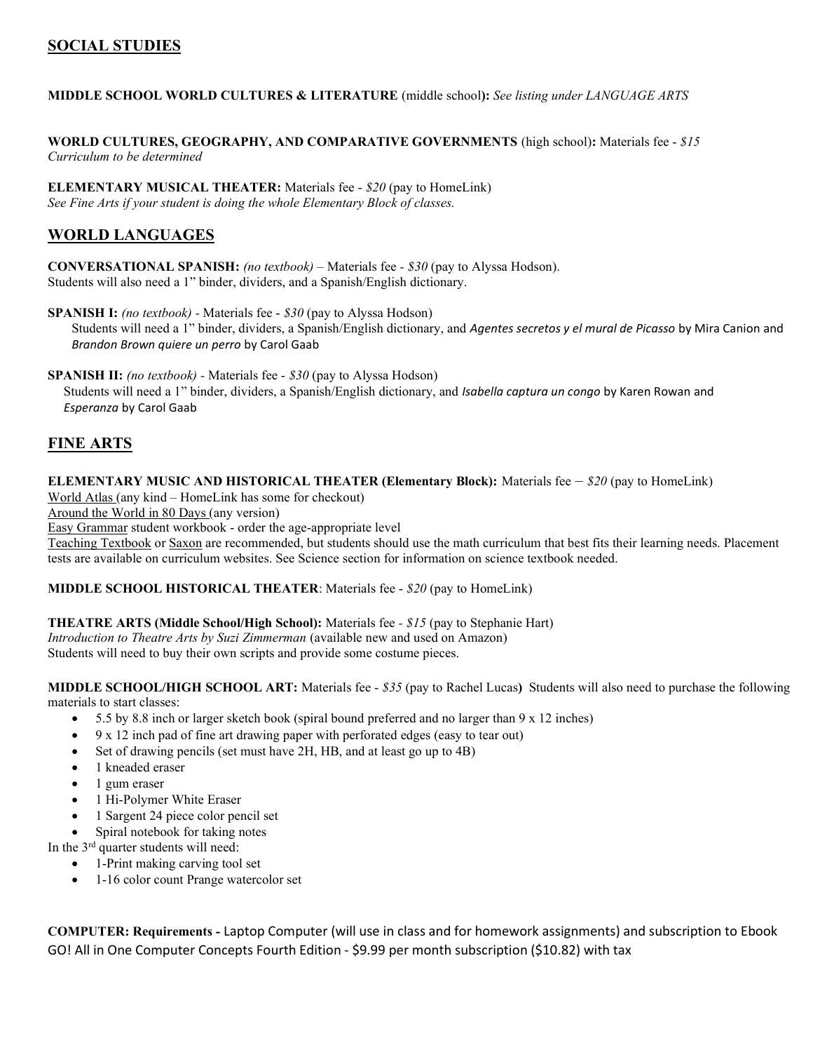## SOCIAL STUDIES

**MIDDLE SCHOOL WORLD CULTURES & LITERATURE** (middle school)**:** *See listing under LANGUAGE ARTS*

**WORLD CULTURES, GEOGRAPHY, AND COMPARATIVE GOVERNMENTS** (high school)**:** Materials fee - *$15*
*Curriculum to be determined*

**ELEMENTARY MUSICAL THEATER:** Materials fee - *$20* (pay to HomeLink)
*See Fine Arts if your student is doing the whole Elementary Block of classes.*

## WORLD LANGUAGES

**CONVERSATIONAL SPANISH:** *(no textbook)* – Materials fee - *$30* (pay to Alyssa Hodson).
Students will also need a 1" binder, dividers, and a Spanish/English dictionary.

**SPANISH I:** *(no textbook)* - Materials fee - *$30* (pay to Alyssa Hodson)
Students will need a 1" binder, dividers, a Spanish/English dictionary, and *Agentes secretos y el mural de Picasso* by Mira Canion and *Brandon Brown quiere un perro* by Carol Gaab

**SPANISH II:** *(no textbook)* - Materials fee - *$30* (pay to Alyssa Hodson)
Students will need a 1" binder, dividers, a Spanish/English dictionary, and *Isabella captura un congo* by Karen Rowan and *Esperanza* by Carol Gaab

## FINE ARTS

**ELEMENTARY MUSIC AND HISTORICAL THEATER (Elementary Block):** Materials fee – *$20* (pay to HomeLink)
World Atlas (any kind – HomeLink has some for checkout)
Around the World in 80 Days (any version)
Easy Grammar student workbook - order the age-appropriate level
Teaching Textbook or Saxon are recommended, but students should use the math curriculum that best fits their learning needs. Placement tests are available on curriculum websites. See Science section for information on science textbook needed.

**MIDDLE SCHOOL HISTORICAL THEATER**: Materials fee - *$20* (pay to HomeLink)

**THEATRE ARTS (Middle School/High School):** Materials fee - *$15* (pay to Stephanie Hart)
*Introduction to Theatre Arts by Suzi Zimmerman* (available new and used on Amazon)
Students will need to buy their own scripts and provide some costume pieces.

**MIDDLE SCHOOL/HIGH SCHOOL ART:** Materials fee - *$35* (pay to Rachel Lucas**)** Students will also need to purchase the following materials to start classes:

- 5.5 by 8.8 inch or larger sketch book (spiral bound preferred and no larger than 9 x 12 inches)
- 9 x 12 inch pad of fine art drawing paper with perforated edges (easy to tear out)
- Set of drawing pencils (set must have 2H, HB, and at least go up to 4B)
- 1 kneaded eraser
- 1 gum eraser
- 1 Hi-Polymer White Eraser
- 1 Sargent 24 piece color pencil set
- Spiral notebook for taking notes

In the 3rd quarter students will need:

- 1-Print making carving tool set
- 1-16 color count Prange watercolor set

**COMPUTER: Requirements -** Laptop Computer (will use in class and for homework assignments) and subscription to Ebook GO! All in One Computer Concepts Fourth Edition - $9.99 per month subscription ($10.82) with tax